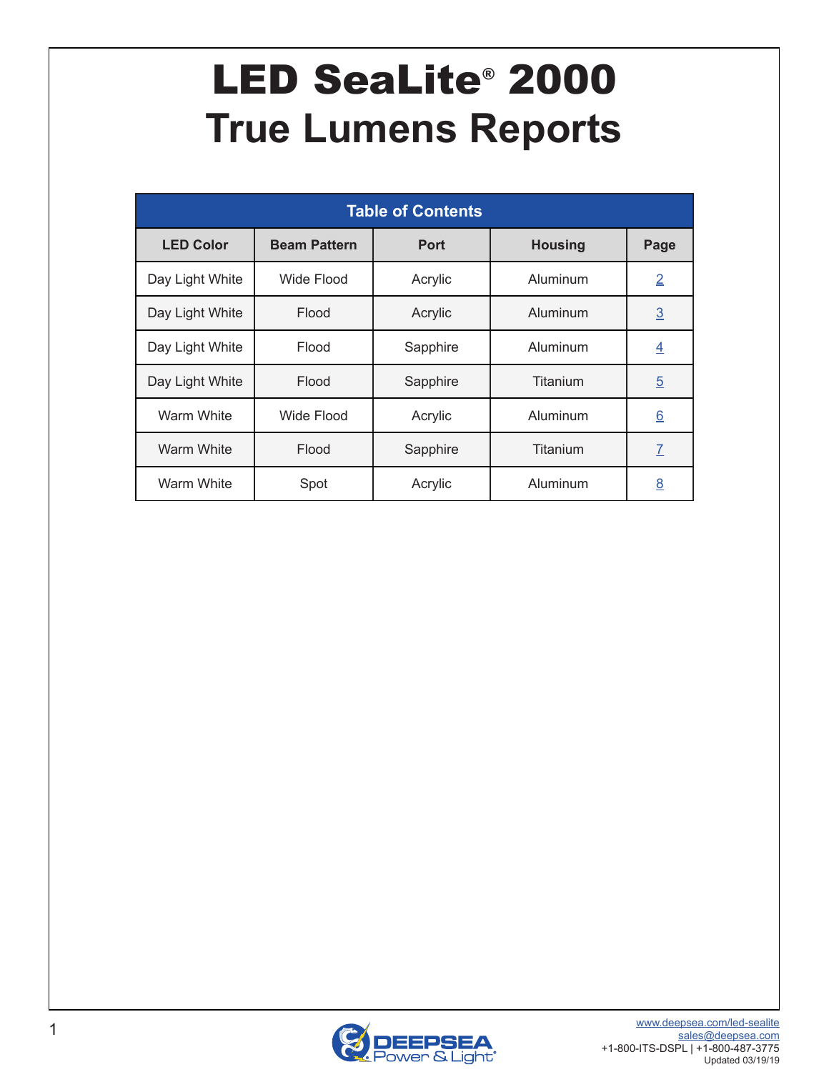# LED SeaLite® 2000
## True Lumens Reports

| Table of Contents | | | | |
|---|---|---|---|---|
| **LED Color** | **Beam Pattern** | **Port** | **Housing** | **Page** |
| Day Light White | Wide Flood | Acrylic | Aluminum | 2 |
| Day Light White | Flood | Acrylic | Aluminum | 3 |
| Day Light White | Flood | Sapphire | Aluminum | 4 |
| Day Light White | Flood | Sapphire | Titanium | 5 |
| Warm White | Wide Flood | Acrylic | Aluminum | 6 |
| Warm White | Flood | Sapphire | Titanium | 7 |
| Warm White | Spot | Acrylic | Aluminum | 8 |

DEEPSEA Power & Light®

www.deepsea.com/led-sealite
sales@deepsea.com
+1-800-ITS-DSPL | +1-800-487-3775
Updated 03/19/19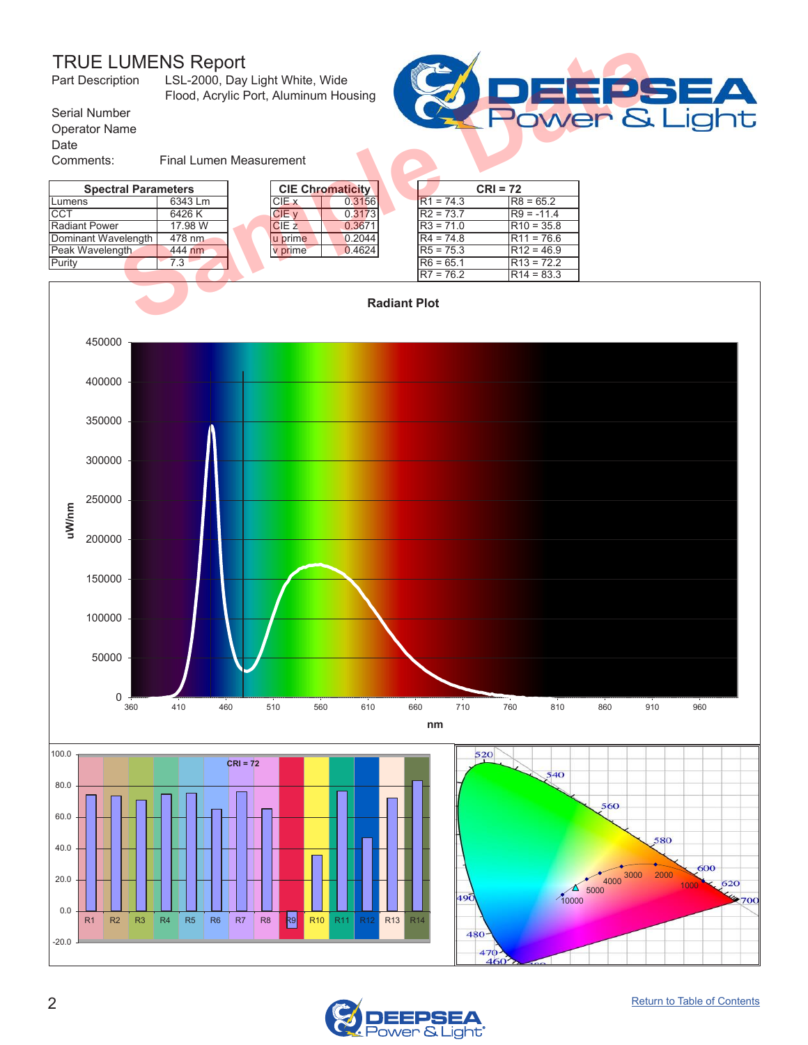# TRUE LUMENS Report

Part Description LSL-2000, Day Light White, Wide Flood, Acrylic Port, Aluminum Housing

Serial Number

Operator Name

Date

Comments: Final Lumen Measurement

| Spectral Parameters | |
|---|---|
| Lumens | 6343 Lm |
| CCT | 6426 K |
| Radiant Power | 17.98 W |
| Dominant Wavelength | 478 nm |
| Peak Wavelength | 444 nm |
| Purity | 7.3 |

| CIE Chromaticity | |
|---|---|
| CIE x | 0.3156 |
| CIE y | 0.3173 |
| CIE z | 0.3671 |
| u prime | 0.2044 |
| v prime | 0.4624 |

| CRI = 72 | |
|---|---|
| R1 = 74.3 | R8 = 65.2 |
| R2 = 73.7 | R9 = -11.4 |
| R3 = 71.0 | R10 = 35.8 |
| R4 = 74.8 | R11 = 76.6 |
| R5 = 75.3 | R12 = 46.9 |
| R6 = 65.1 | R13 = 72.2 |
| R7 = 76.2 | R14 = 83.3 |

## Radiant Plot

Return to Table of Contents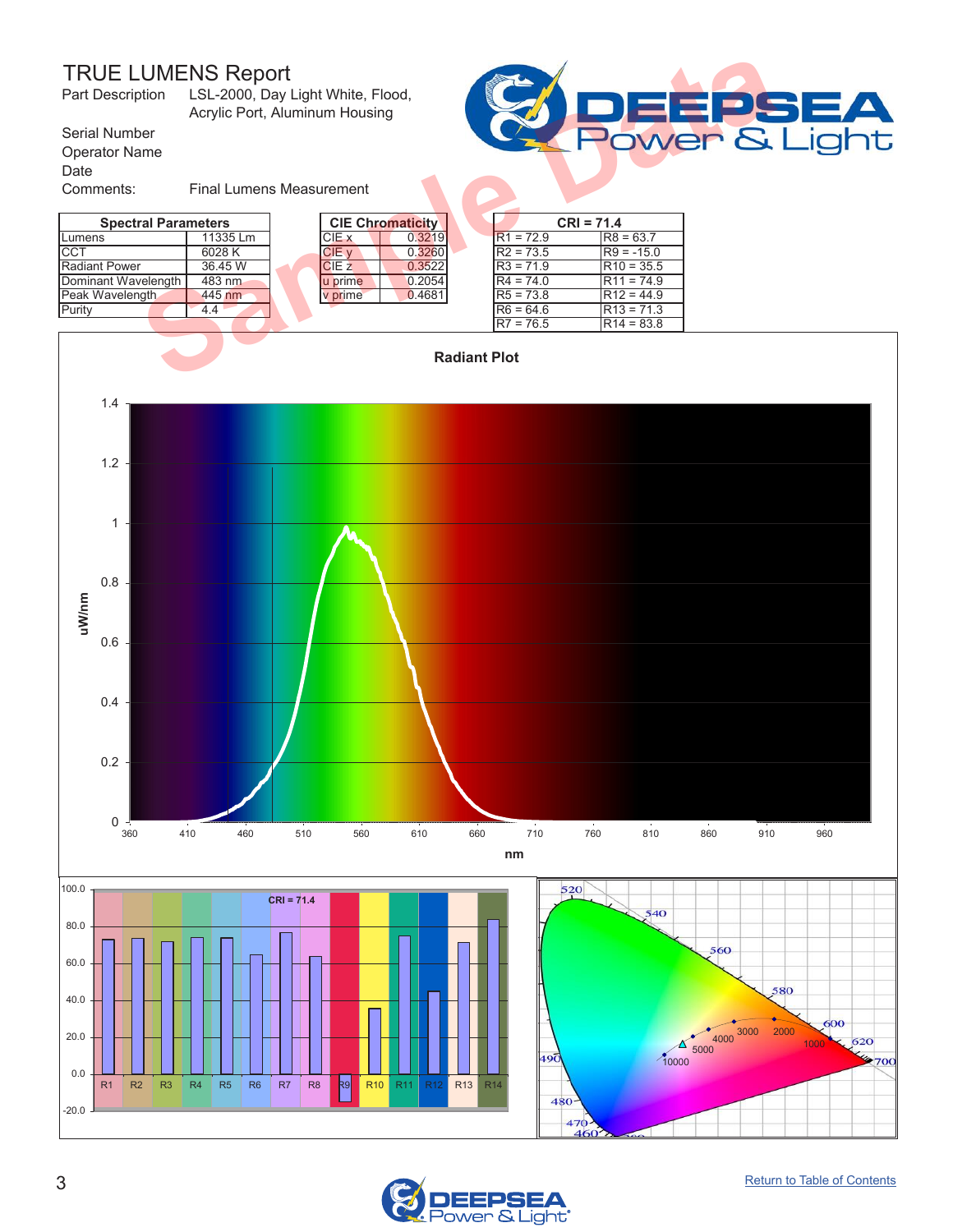# TRUE LUMENS Report

| | |
|---|---|
| Part Description | LSL-2000, Day Light White, Flood, Acrylic Port, Aluminum Housing |
| Serial Number | |
| Operator Name | |
| Date | |
| Comments: | Final Lumens Measurement |

| Spectral Parameters | |
|---|---|
| Lumens | 11335 Lm |
| CCT | 6028 K |
| Radiant Power | 36.45 W |
| Dominant Wavelength | 483 nm |
| Peak Wavelength | 445 nm |
| Purity | 4.4 |

| CIE Chromaticity | |
|---|---|
| CIE x | 0.3219 |
| CIE y | 0.3260 |
| CIE z | 0.3522 |
| u prime | 0.2054 |
| v prime | 0.4681 |

| CRI = 71.4 | |
|---|---|
| R1 = 72.9 | R8 = 63.7 |
| R2 = 73.5 | R9 = -15.0 |
| R3 = 71.9 | R10 = 35.5 |
| R4 = 74.0 | R11 = 74.9 |
| R5 = 73.8 | R12 = 44.9 |
| R6 = 64.6 | R13 = 71.3 |
| R7 = 76.5 | R14 = 83.8 |

Radiant Plot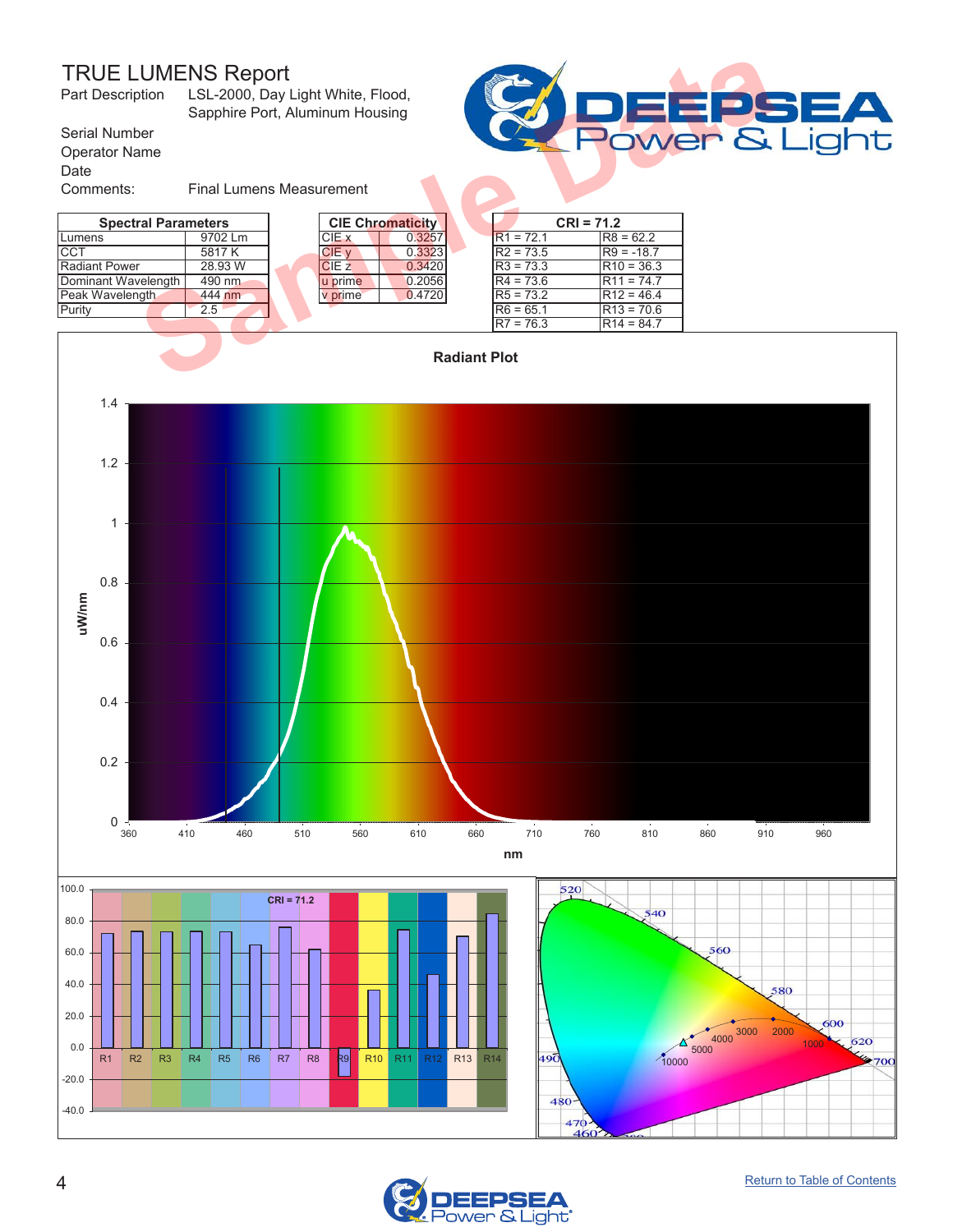# TRUE LUMENS Report

Part Description: LSL-2000, Day Light White, Flood, Sapphire Port, Aluminum Housing

Serial Number

Operator Name

Date

Comments: Final Lumens Measurement

| Spectral Parameters | |
|---|---|
| Lumens | 9702 Lm |
| CCT | 5817 K |
| Radiant Power | 28.93 W |
| Dominant Wavelength | 490 nm |
| Peak Wavelength | 444 nm |
| Purity | 2.5 |

| CIE Chromaticity | |
|---|---|
| CIE x | 0.3257 |
| CIE y | 0.3323 |
| CIE z | 0.3420 |
| u prime | 0.2056 |
| v prime | 0.4720 |

| CRI = 71.2 | |
|---|---|
| R1 = 72.1 | R8 = 62.2 |
| R2 = 73.5 | R9 = -18.7 |
| R3 = 73.3 | R10 = 36.3 |
| R4 = 73.6 | R11 = 74.7 |
| R5 = 73.2 | R12 = 46.4 |
| R6 = 65.1 | R13 = 70.6 |
| R7 = 76.3 | R14 = 84.7 |

Radiant Plot

Return to Table of Contents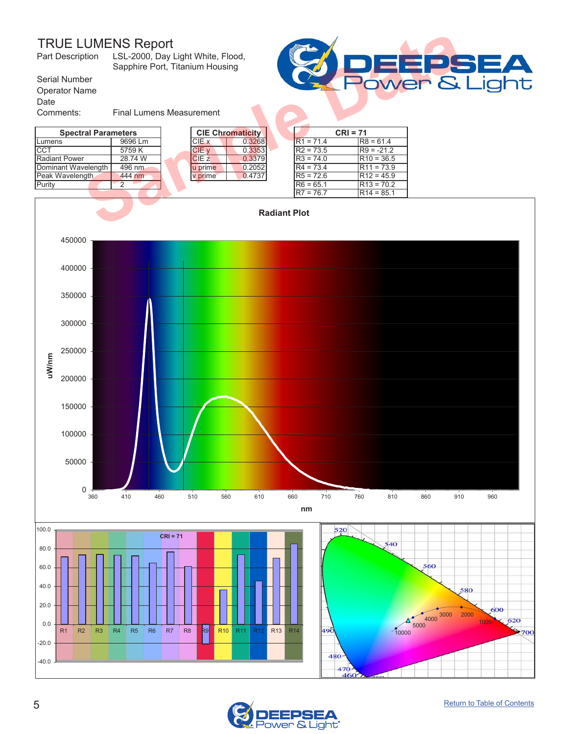# TRUE LUMENS Report

Part Description: LSL-2000, Day Light White, Flood, Sapphire Port, Titanium Housing

Serial Number

Operator Name

Date

Comments: Final Lumens Measurement

| Spectral Parameters | |
|---|---|
| Lumens | 9696 Lm |
| CCT | 5759 K |
| Radiant Power | 28.74 W |
| Dominant Wavelength | 496 nm |
| Peak Wavelength | 444 nm |
| Purity | 2 |

| CIE Chromaticity | |
|---|---|
| CIE x | 0.3268 |
| CIE y | 0.3353 |
| CIE z | 0.3379 |
| u prime | 0.2052 |
| v prime | 0.4737 |

| CRI = 71 | |
|---|---|
| R1 = 71.4 | R8 = 61.4 |
| R2 = 73.5 | R9 = -21.2 |
| R3 = 74.0 | R10 = 36.5 |
| R4 = 73.4 | R11 = 73.9 |
| R5 = 72.6 | R12 = 45.9 |
| R6 = 65.1 | R13 = 70.2 |
| R7 = 76.7 | R14 = 85.1 |

Radiant Plot

Sample Data

[Return to Table of Contents](#)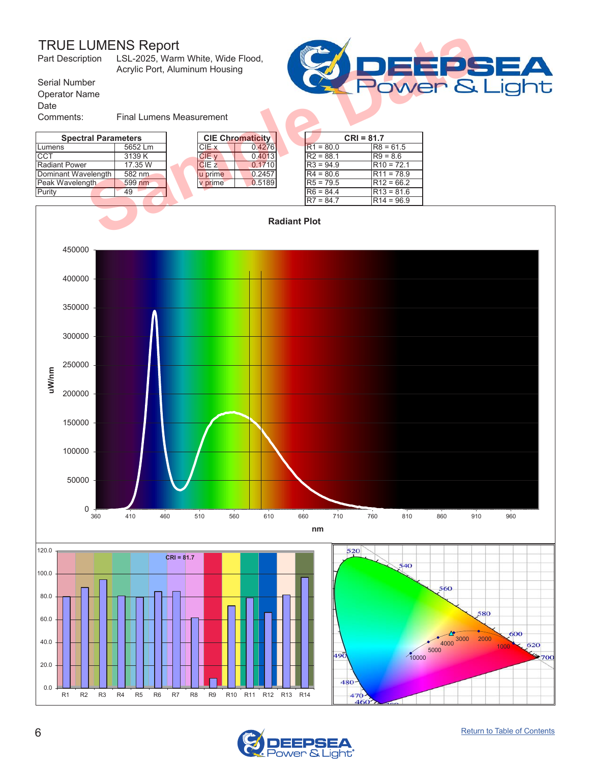# TRUE LUMENS Report

Part Description LSL-2025, Warm White, Wide Flood, Acrylic Port, Aluminum Housing

Serial Number

Operator Name

Date

Comments: Final Lumens Measurement

| Spectral Parameters | |
|---|---|
| Lumens | 5652 Lm |
| CCT | 3139 K |
| Radiant Power | 17.35 W |
| Dominant Wavelength | 582 nm |
| Peak Wavelength | 599 nm |
| Purity | 49 |

| CIE Chromaticity | |
|---|---|
| CIE x | 0.4276 |
| CIE y | 0.4013 |
| CIE z | 0.1710 |
| u prime | 0.2457 |
| v prime | 0.5189 |

| CRI = 81.7 | |
|---|---|
| R1 = 80.0 | R8 = 61.5 |
| R2 = 88.1 | R9 = 8.6 |
| R3 = 94.9 | R10 = 72.1 |
| R4 = 80.6 | R11 = 78.9 |
| R5 = 79.5 | R12 = 66.2 |
| R6 = 84.4 | R13 = 81.6 |
| R7 = 84.7 | R14 = 96.9 |

Radiant Plot

[Return to Table of Contents]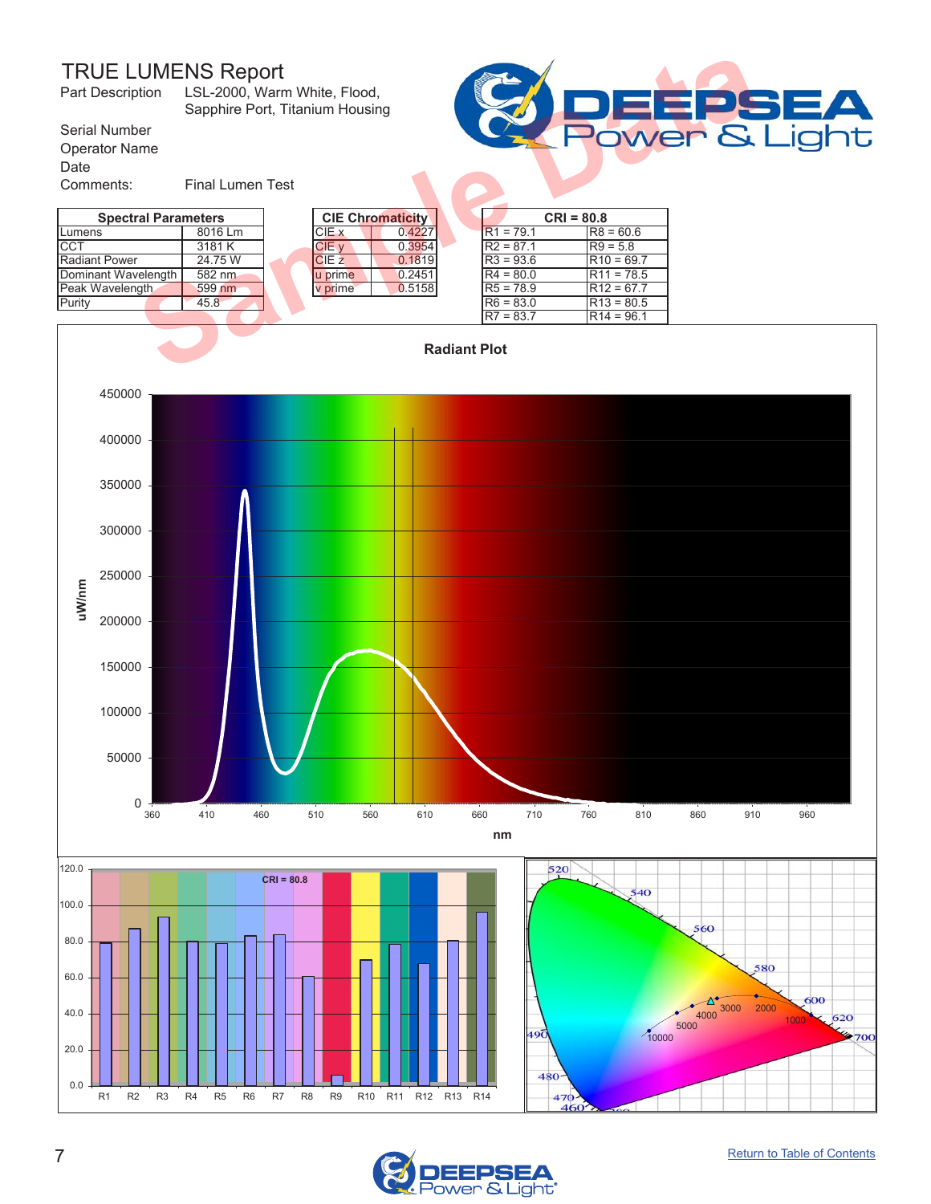# TRUE LUMENS Report

Part Description: LSL-2000, Warm White, Flood, Sapphire Port, Titanium Housing

Serial Number

Operator Name

Date

Comments: Final Lumen Test

Sample Data

| Spectral Parameters | |
|---|---|
| Lumens | 8016 Lm |
| CCT | 3181 K |
| Radiant Power | 24.75 W |
| Dominant Wavelength | 582 nm |
| Peak Wavelength | 599 nm |
| Purity | 45.8 |

| CIE Chromaticity | |
|---|---|
| CIE x | 0.4227 |
| CIE y | 0.3954 |
| CIE z | 0.1819 |
| u prime | 0.2451 |
| v prime | 0.5158 |

| CRI = 80.8 | |
|---|---|
| R1 = 79.1 | R8 = 60.6 |
| R2 = 87.1 | R9 = 5.8 |
| R3 = 93.6 | R10 = 69.7 |
| R4 = 80.0 | R11 = 78.5 |
| R5 = 78.9 | R12 = 67.7 |
| R6 = 83.0 | R13 = 80.5 |
| R7 = 83.7 | R14 = 96.1 |

Radiant Plot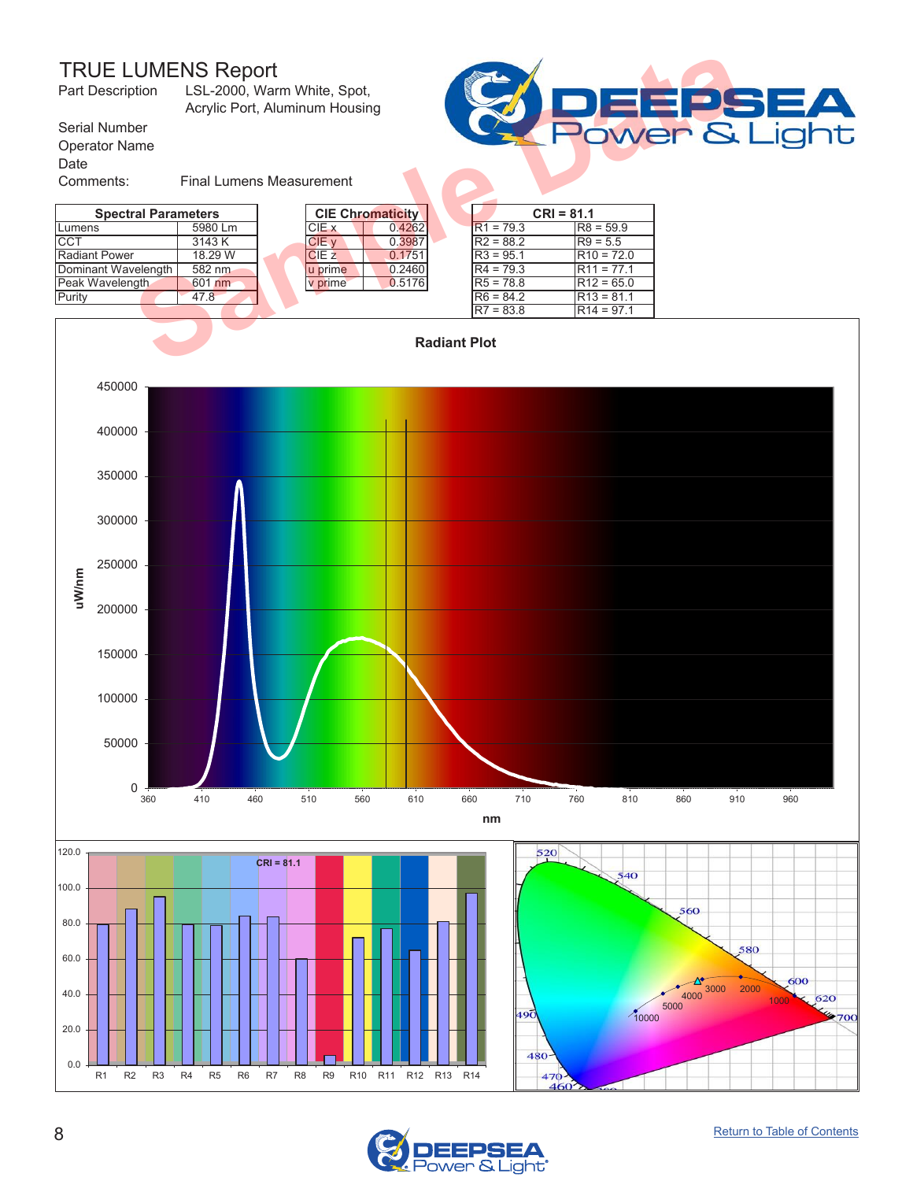# TRUE LUMENS Report

Part Description LSL-2000, Warm White, Spot, Acrylic Port, Aluminum Housing

Serial Number

Operator Name

Date

Comments: Final Lumens Measurement

DEEPSEA Power & Light

Sample Data

| Spectral Parameters | |
|---|---|
| Lumens | 5980 Lm |
| CCT | 3143 K |
| Radiant Power | 18.29 W |
| Dominant Wavelength | 582 nm |
| Peak Wavelength | 601 nm |
| Purity | 47.8 |

| CIE Chromaticity | |
|---|---|
| CIE x | 0.4262 |
| CIE y | 0.3987 |
| CIE z | 0.1751 |
| u prime | 0.2460 |
| v prime | 0.5176 |

| CRI = 81.1 | |
|---|---|
| R1 = 79.3 | R8 = 59.9 |
| R2 = 88.2 | R9 = 5.5 |
| R3 = 95.1 | R10 = 72.0 |
| R4 = 79.3 | R11 = 77.1 |
| R5 = 78.8 | R12 = 65.0 |
| R6 = 84.2 | R13 = 81.1 |
| R7 = 83.8 | R14 = 97.1 |

Radiant Plot

uW/nm

0 50000 100000 150000 200000 250000 300000 350000 400000 450000

360 410 460 510 560 610 660 710 760 810 860 910 960

nm

CRI = 81.1

0.0 20.0 40.0 60.0 80.0 100.0 120.0

R1 R2 R3 R4 R5 R6 R7 R8 R9 R10 R11 R12 R13 R14

520 540 560 580 600 620 700 490 480 470 460

10000 5000 4000 3000 2000 1000

Return to Table of Contents